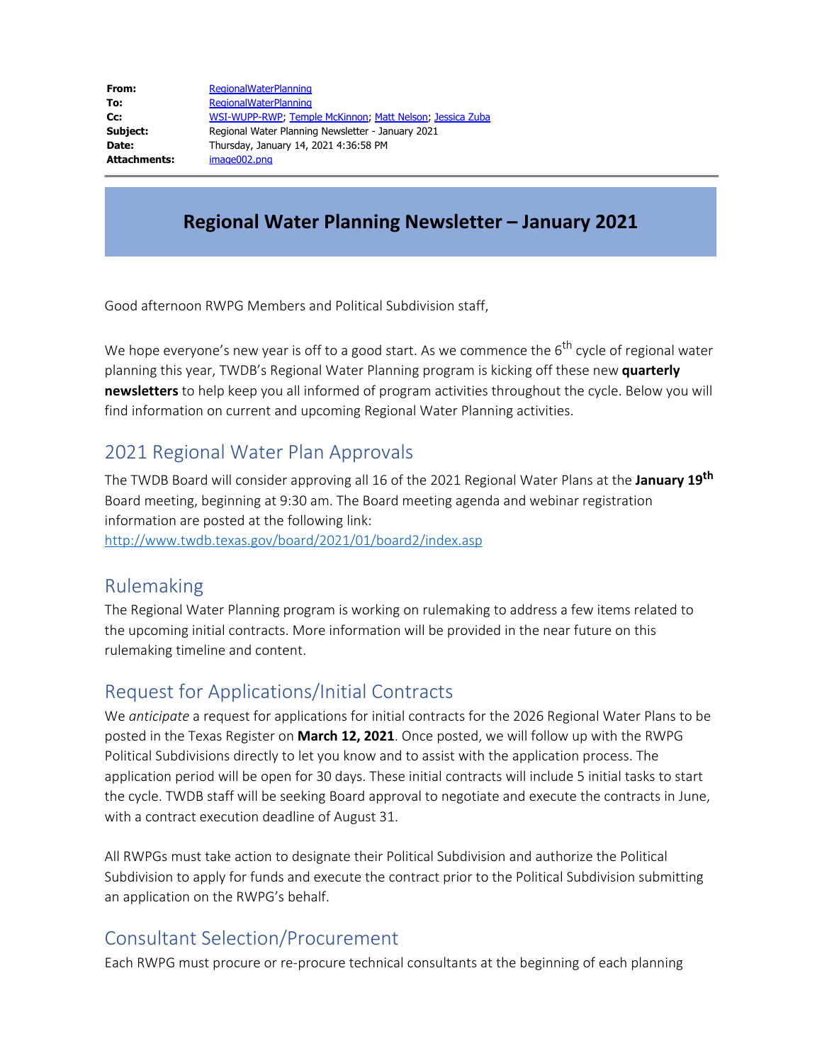| | |
|---|---|
| **From:** | RegionalWaterPlanning |
| **To:** | RegionalWaterPlanning |
| **Cc:** | WSI-WUPP-RWP; Temple McKinnon; Matt Nelson; Jessica Zuba |
| **Subject:** | Regional Water Planning Newsletter - January 2021 |
| **Date:** | Thursday, January 14, 2021 4:36:58 PM |
| **Attachments:** | image002.png |

# Regional Water Planning Newsletter – January 2021

Good afternoon RWPG Members and Political Subdivision staff,

We hope everyone's new year is off to a good start. As we commence the 6th cycle of regional water planning this year, TWDB's Regional Water Planning program is kicking off these new **quarterly newsletters** to help keep you all informed of program activities throughout the cycle. Below you will find information on current and upcoming Regional Water Planning activities.

## 2021 Regional Water Plan Approvals

The TWDB Board will consider approving all 16 of the 2021 Regional Water Plans at the **January 19th** Board meeting, beginning at 9:30 am. The Board meeting agenda and webinar registration information are posted at the following link:
http://www.twdb.texas.gov/board/2021/01/board2/index.asp

## Rulemaking

The Regional Water Planning program is working on rulemaking to address a few items related to the upcoming initial contracts. More information will be provided in the near future on this rulemaking timeline and content.

## Request for Applications/Initial Contracts

We *anticipate* a request for applications for initial contracts for the 2026 Regional Water Plans to be posted in the Texas Register on **March 12, 2021**. Once posted, we will follow up with the RWPG Political Subdivisions directly to let you know and to assist with the application process. The application period will be open for 30 days. These initial contracts will include 5 initial tasks to start the cycle. TWDB staff will be seeking Board approval to negotiate and execute the contracts in June, with a contract execution deadline of August 31.

All RWPGs must take action to designate their Political Subdivision and authorize the Political Subdivision to apply for funds and execute the contract prior to the Political Subdivision submitting an application on the RWPG's behalf.

## Consultant Selection/Procurement

Each RWPG must procure or re-procure technical consultants at the beginning of each planning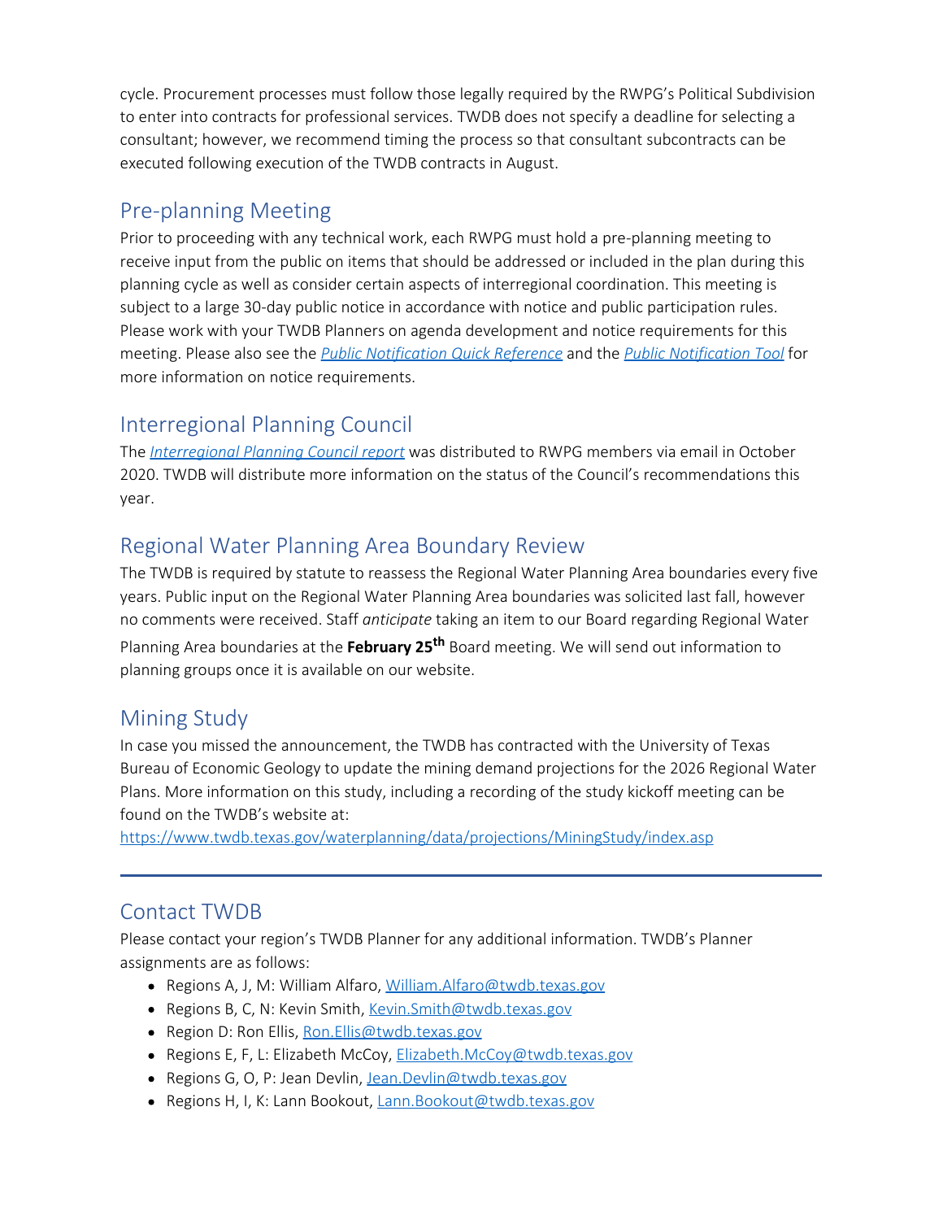cycle. Procurement processes must follow those legally required by the RWPG's Political Subdivision to enter into contracts for professional services. TWDB does not specify a deadline for selecting a consultant; however, we recommend timing the process so that consultant subcontracts can be executed following execution of the TWDB contracts in August.

## Pre-planning Meeting

Prior to proceeding with any technical work, each RWPG must hold a pre-planning meeting to receive input from the public on items that should be addressed or included in the plan during this planning cycle as well as consider certain aspects of interregional coordination. This meeting is subject to a large 30-day public notice in accordance with notice and public participation rules. Please work with your TWDB Planners on agenda development and notice requirements for this meeting. Please also see the *Public Notification Quick Reference* and the *Public Notification Tool* for more information on notice requirements.

## Interregional Planning Council

The *Interregional Planning Council report* was distributed to RWPG members via email in October 2020. TWDB will distribute more information on the status of the Council's recommendations this year.

## Regional Water Planning Area Boundary Review

The TWDB is required by statute to reassess the Regional Water Planning Area boundaries every five years. Public input on the Regional Water Planning Area boundaries was solicited last fall, however no comments were received. Staff *anticipate* taking an item to our Board regarding Regional Water Planning Area boundaries at the **February 25th** Board meeting. We will send out information to planning groups once it is available on our website.

## Mining Study

In case you missed the announcement, the TWDB has contracted with the University of Texas Bureau of Economic Geology to update the mining demand projections for the 2026 Regional Water Plans. More information on this study, including a recording of the study kickoff meeting can be found on the TWDB's website at:
https://www.twdb.texas.gov/waterplanning/data/projections/MiningStudy/index.asp

---

## Contact TWDB

Please contact your region's TWDB Planner for any additional information. TWDB's Planner assignments are as follows:

- Regions A, J, M: William Alfaro, William.Alfaro@twdb.texas.gov
- Regions B, C, N: Kevin Smith, Kevin.Smith@twdb.texas.gov
- Region D: Ron Ellis, Ron.Ellis@twdb.texas.gov
- Regions E, F, L: Elizabeth McCoy, Elizabeth.McCoy@twdb.texas.gov
- Regions G, O, P: Jean Devlin, Jean.Devlin@twdb.texas.gov
- Regions H, I, K: Lann Bookout, Lann.Bookout@twdb.texas.gov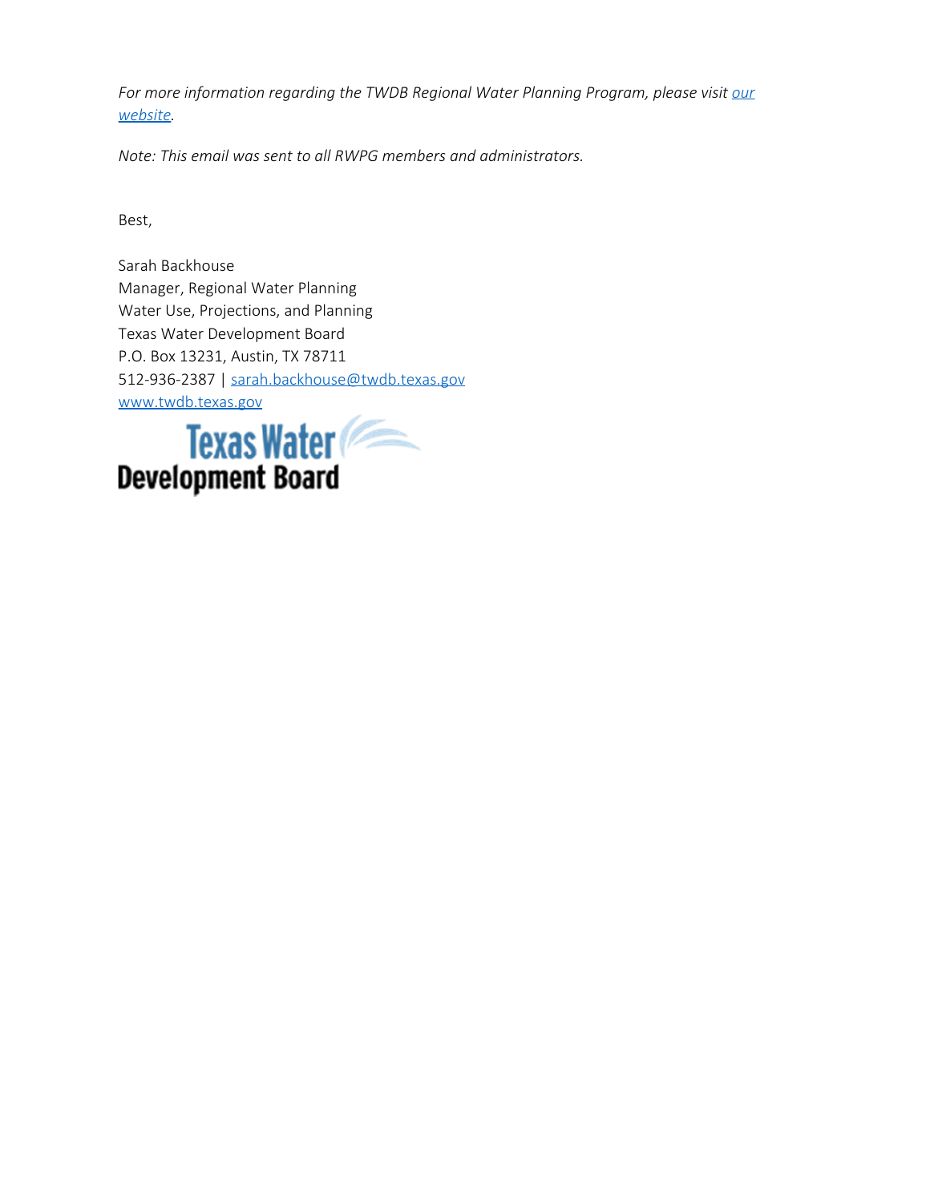*For more information regarding the TWDB Regional Water Planning Program, please visit [our website](our website).*

*Note: This email was sent to all RWPG members and administrators.*

Best,

Sarah Backhouse
Manager, Regional Water Planning
Water Use, Projections, and Planning
Texas Water Development Board
P.O. Box 13231, Austin, TX 78711
512-936-2387 | sarah.backhouse@twdb.texas.gov
www.twdb.texas.gov

Texas Water
Development Board